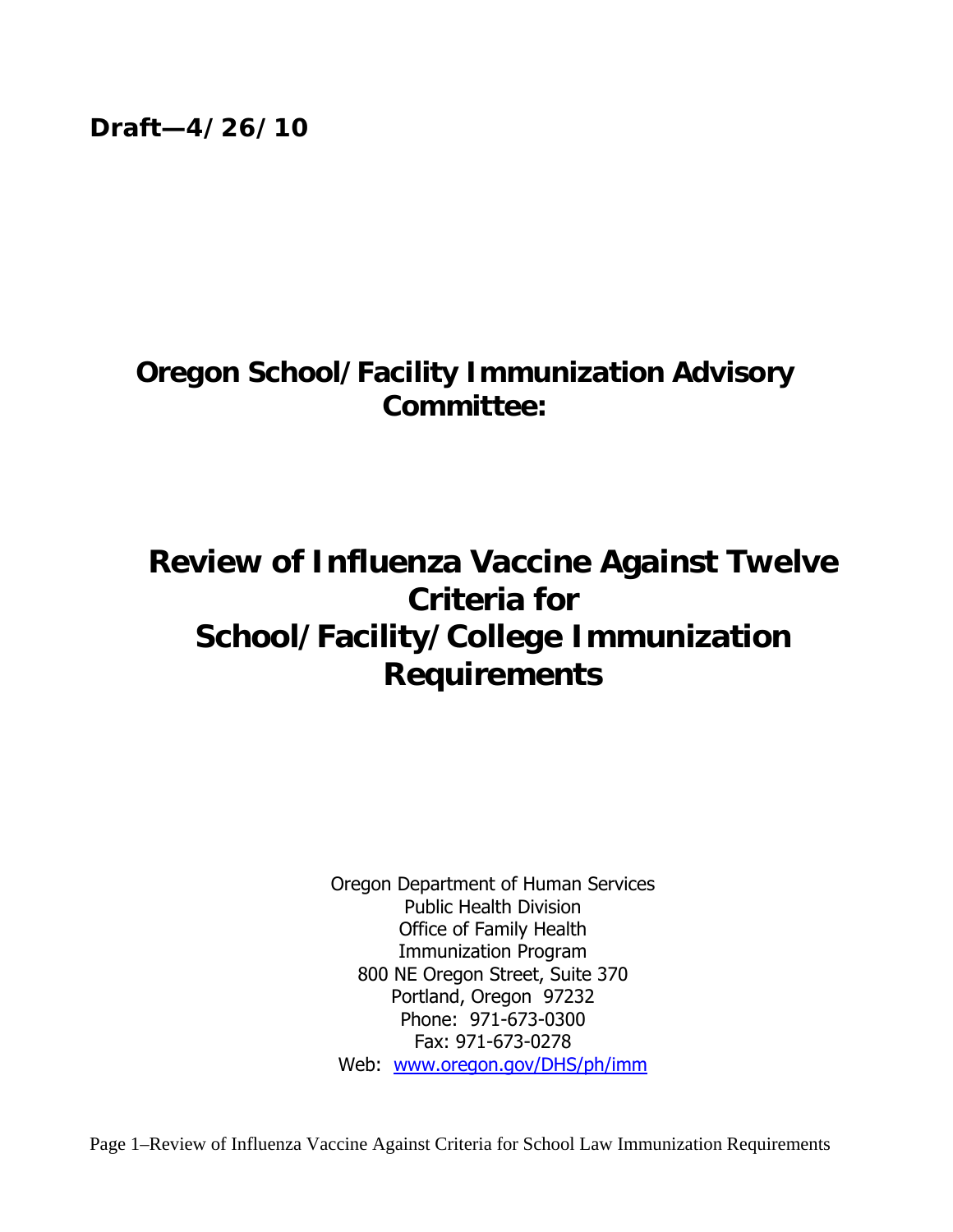**Draft—4/26/10**

# Oregon School/Facility Immunization Advisory Committee:

# Review of Influenza Vaccine Against Twelve Criteria for School/Facility/College Immunization Requirements

Oregon Department of Human Services
Public Health Division
Office of Family Health
Immunization Program
800 NE Oregon Street, Suite 370
Portland, Oregon 97232
Phone: 971-673-0300
Fax: 971-673-0278
Web: www.oregon.gov/DHS/ph/imm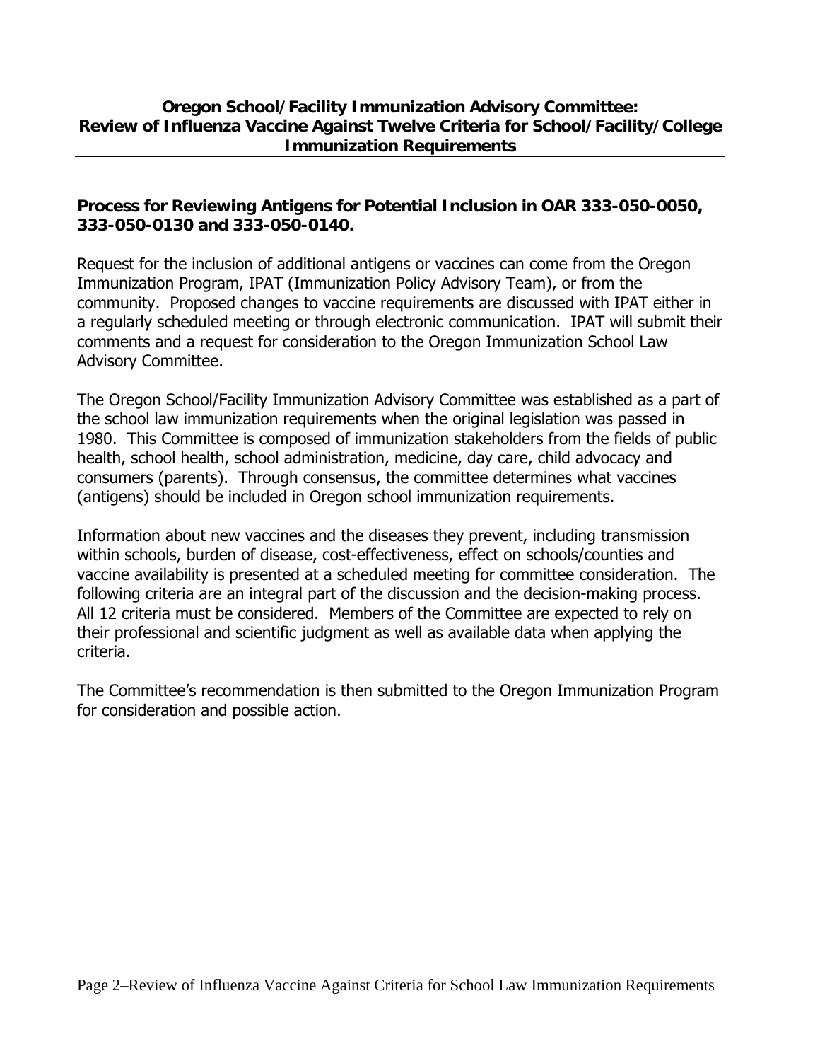## Oregon School/Facility Immunization Advisory Committee: Review of Influenza Vaccine Against Twelve Criteria for School/Facility/College Immunization Requirements

### Process for Reviewing Antigens for Potential Inclusion in OAR 333-050-0050, 333-050-0130 and 333-050-0140.

Request for the inclusion of additional antigens or vaccines can come from the Oregon Immunization Program, IPAT (Immunization Policy Advisory Team), or from the community. Proposed changes to vaccine requirements are discussed with IPAT either in a regularly scheduled meeting or through electronic communication. IPAT will submit their comments and a request for consideration to the Oregon Immunization School Law Advisory Committee.

The Oregon School/Facility Immunization Advisory Committee was established as a part of the school law immunization requirements when the original legislation was passed in 1980. This Committee is composed of immunization stakeholders from the fields of public health, school health, school administration, medicine, day care, child advocacy and consumers (parents). Through consensus, the committee determines what vaccines (antigens) should be included in Oregon school immunization requirements.

Information about new vaccines and the diseases they prevent, including transmission within schools, burden of disease, cost-effectiveness, effect on schools/counties and vaccine availability is presented at a scheduled meeting for committee consideration. The following criteria are an integral part of the discussion and the decision-making process. All 12 criteria must be considered. Members of the Committee are expected to rely on their professional and scientific judgment as well as available data when applying the criteria.

The Committee's recommendation is then submitted to the Oregon Immunization Program for consideration and possible action.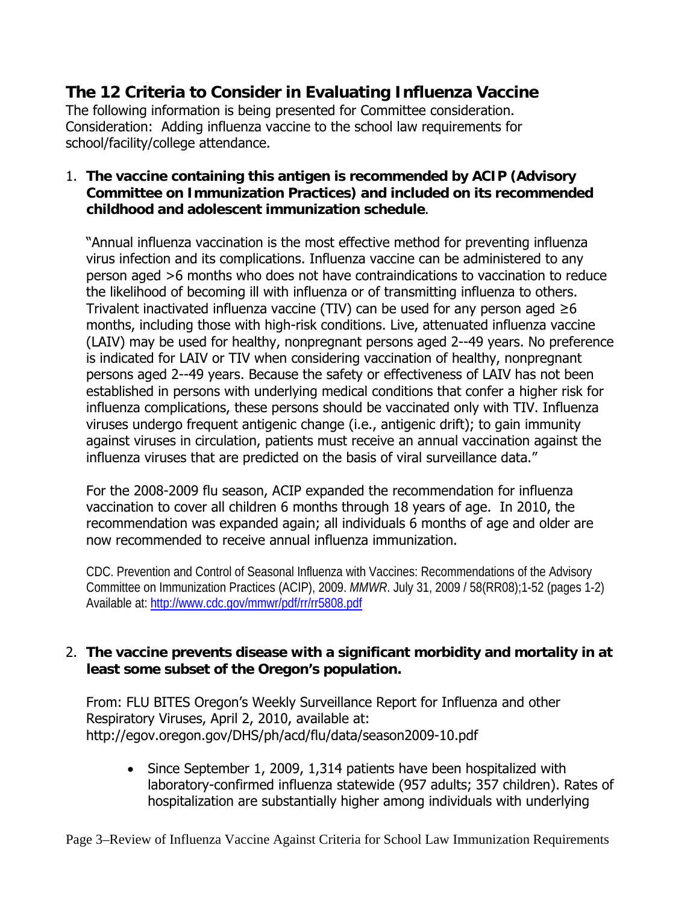## The 12 Criteria to Consider in Evaluating Influenza Vaccine

The following information is being presented for Committee consideration. Consideration: Adding influenza vaccine to the school law requirements for school/facility/college attendance.

1. **The vaccine containing this antigen is recommended by ACIP (Advisory Committee on Immunization Practices) and included on its recommended childhood and adolescent immunization schedule**.

   "Annual influenza vaccination is the most effective method for preventing influenza virus infection and its complications. Influenza vaccine can be administered to any person aged >6 months who does not have contraindications to vaccination to reduce the likelihood of becoming ill with influenza or of transmitting influenza to others. Trivalent inactivated influenza vaccine (TIV) can be used for any person aged ≥6 months, including those with high-risk conditions. Live, attenuated influenza vaccine (LAIV) may be used for healthy, nonpregnant persons aged 2--49 years. No preference is indicated for LAIV or TIV when considering vaccination of healthy, nonpregnant persons aged 2--49 years. Because the safety or effectiveness of LAIV has not been established in persons with underlying medical conditions that confer a higher risk for influenza complications, these persons should be vaccinated only with TIV. Influenza viruses undergo frequent antigenic change (i.e., antigenic drift); to gain immunity against viruses in circulation, patients must receive an annual vaccination against the influenza viruses that are predicted on the basis of viral surveillance data."

   For the 2008-2009 flu season, ACIP expanded the recommendation for influenza vaccination to cover all children 6 months through 18 years of age. In 2010, the recommendation was expanded again; all individuals 6 months of age and older are now recommended to receive annual influenza immunization.

   CDC. Prevention and Control of Seasonal Influenza with Vaccines: Recommendations of the Advisory Committee on Immunization Practices (ACIP), 2009. *MMWR*. July 31, 2009 / 58(RR08);1-52 (pages 1-2) Available at: http://www.cdc.gov/mmwr/pdf/rr/rr5808.pdf

2. **The vaccine prevents disease with a significant morbidity and mortality in at least some subset of the Oregon's population.**

   From: FLU BITES Oregon's Weekly Surveillance Report for Influenza and other Respiratory Viruses, April 2, 2010, available at: http://egov.oregon.gov/DHS/ph/acd/flu/data/season2009-10.pdf

   - Since September 1, 2009, 1,314 patients have been hospitalized with laboratory-confirmed influenza statewide (957 adults; 357 children). Rates of hospitalization are substantially higher among individuals with underlying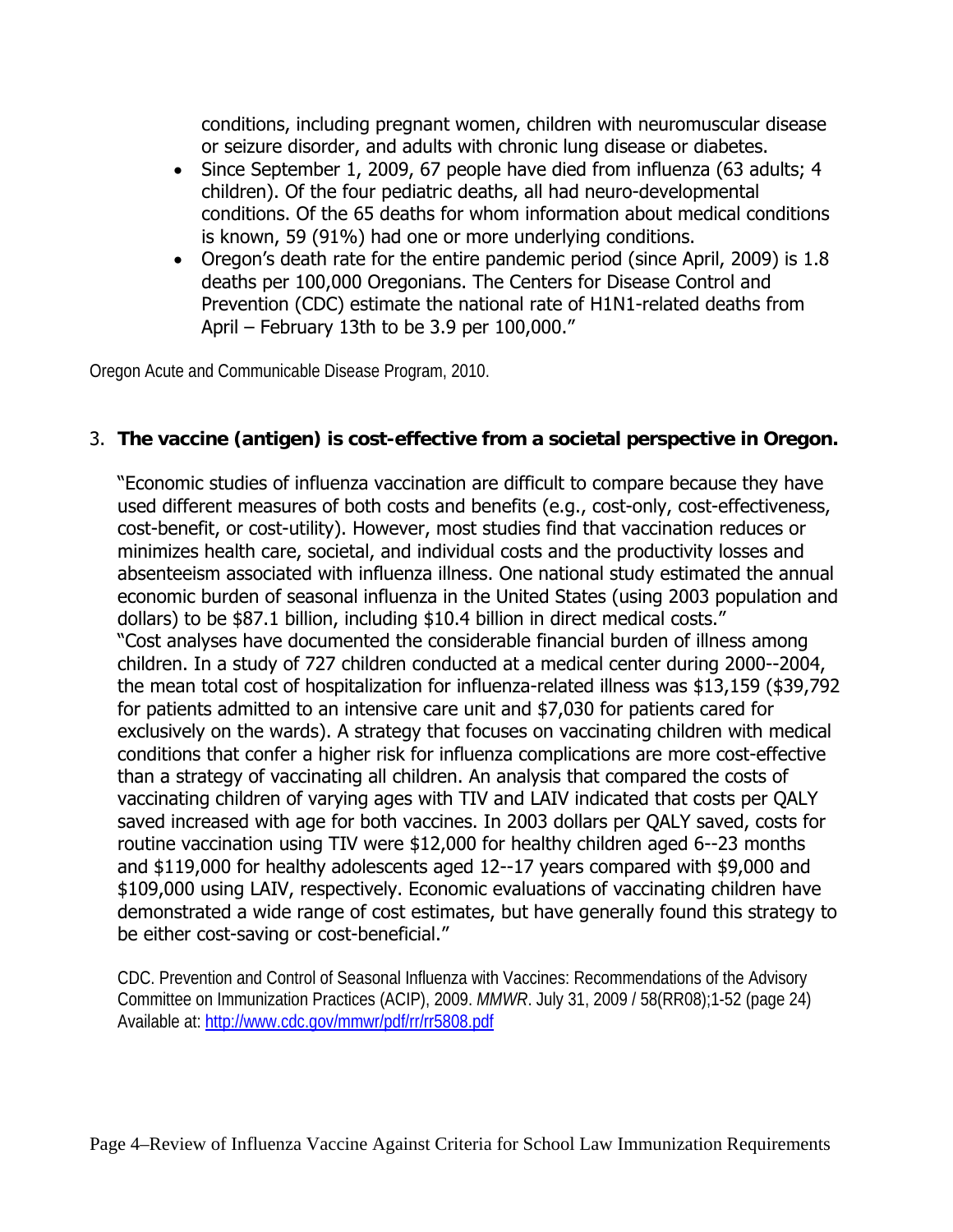conditions, including pregnant women, children with neuromuscular disease or seizure disorder, and adults with chronic lung disease or diabetes.

- Since September 1, 2009, 67 people have died from influenza (63 adults; 4 children). Of the four pediatric deaths, all had neuro-developmental conditions. Of the 65 deaths for whom information about medical conditions is known, 59 (91%) had one or more underlying conditions.
- Oregon's death rate for the entire pandemic period (since April, 2009) is 1.8 deaths per 100,000 Oregonians. The Centers for Disease Control and Prevention (CDC) estimate the national rate of H1N1-related deaths from April – February 13th to be 3.9 per 100,000."

Oregon Acute and Communicable Disease Program, 2010.

3. **The vaccine (antigen) is cost-effective from a societal perspective in Oregon.**

"Economic studies of influenza vaccination are difficult to compare because they have used different measures of both costs and benefits (e.g., cost-only, cost-effectiveness, cost-benefit, or cost-utility). However, most studies find that vaccination reduces or minimizes health care, societal, and individual costs and the productivity losses and absenteeism associated with influenza illness. One national study estimated the annual economic burden of seasonal influenza in the United States (using 2003 population and dollars) to be $87.1 billion, including $10.4 billion in direct medical costs."
"Cost analyses have documented the considerable financial burden of illness among children. In a study of 727 children conducted at a medical center during 2000--2004, the mean total cost of hospitalization for influenza-related illness was $13,159 ($39,792 for patients admitted to an intensive care unit and $7,030 for patients cared for exclusively on the wards). A strategy that focuses on vaccinating children with medical conditions that confer a higher risk for influenza complications are more cost-effective than a strategy of vaccinating all children. An analysis that compared the costs of vaccinating children of varying ages with TIV and LAIV indicated that costs per QALY saved increased with age for both vaccines. In 2003 dollars per QALY saved, costs for routine vaccination using TIV were $12,000 for healthy children aged 6--23 months and $119,000 for healthy adolescents aged 12--17 years compared with $9,000 and $109,000 using LAIV, respectively. Economic evaluations of vaccinating children have demonstrated a wide range of cost estimates, but have generally found this strategy to be either cost-saving or cost-beneficial."

CDC. Prevention and Control of Seasonal Influenza with Vaccines: Recommendations of the Advisory Committee on Immunization Practices (ACIP), 2009. *MMWR*. July 31, 2009 / 58(RR08);1-52 (page 24) Available at: http://www.cdc.gov/mmwr/pdf/rr/rr5808.pdf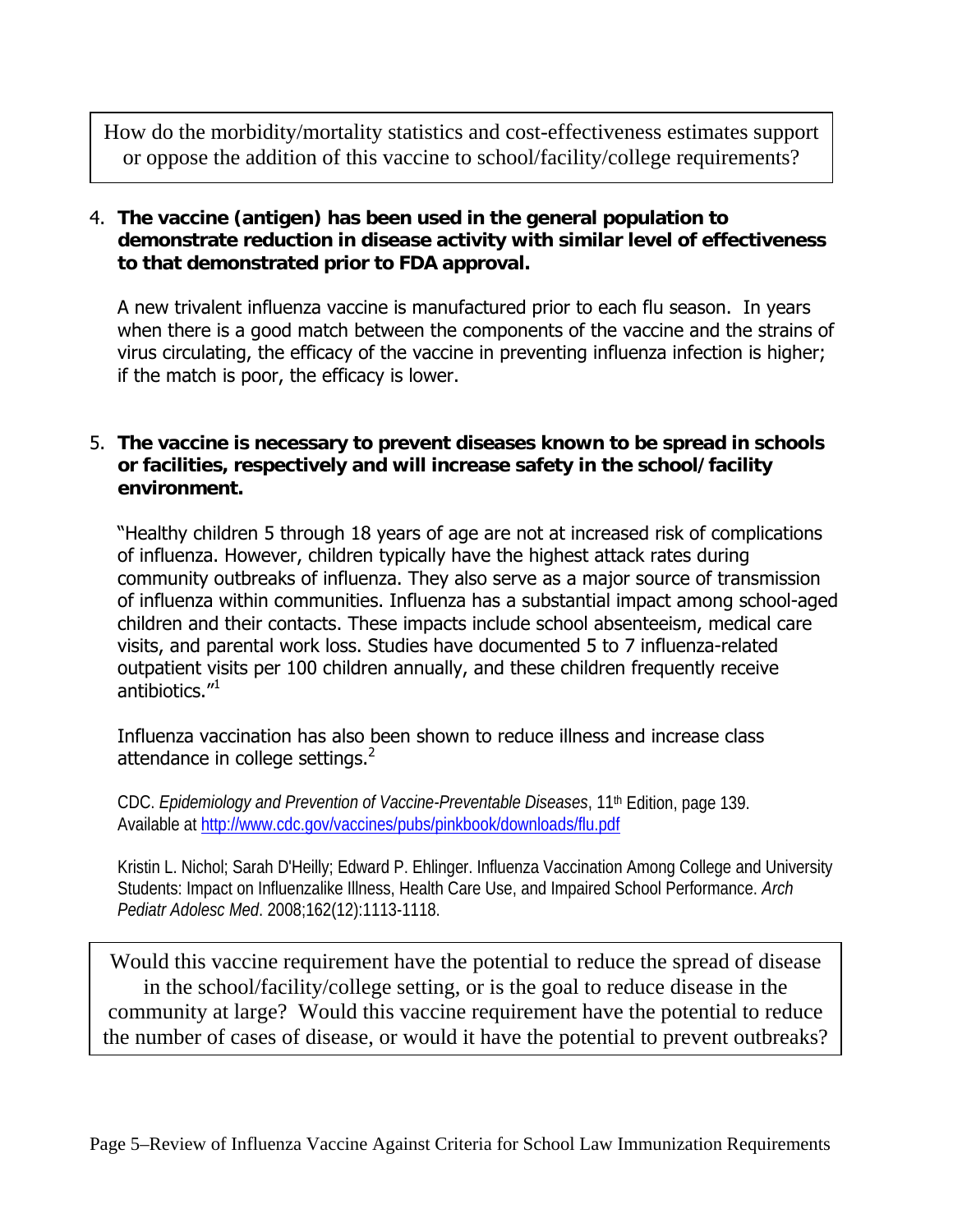How do the morbidity/mortality statistics and cost-effectiveness estimates support or oppose the addition of this vaccine to school/facility/college requirements?

4. **The vaccine (antigen) has been used in the general population to demonstrate reduction in disease activity with similar level of effectiveness to that demonstrated prior to FDA approval.**

   A new trivalent influenza vaccine is manufactured prior to each flu season. In years when there is a good match between the components of the vaccine and the strains of virus circulating, the efficacy of the vaccine in preventing influenza infection is higher; if the match is poor, the efficacy is lower.

5. **The vaccine is necessary to prevent diseases known to be spread in schools or facilities, respectively and will increase safety in the school/facility environment.**

   "Healthy children 5 through 18 years of age are not at increased risk of complications of influenza. However, children typically have the highest attack rates during community outbreaks of influenza. They also serve as a major source of transmission of influenza within communities. Influenza has a substantial impact among school-aged children and their contacts. These impacts include school absenteeism, medical care visits, and parental work loss. Studies have documented 5 to 7 influenza-related outpatient visits per 100 children annually, and these children frequently receive antibiotics."[1]

   Influenza vaccination has also been shown to reduce illness and increase class attendance in college settings.[2]

   CDC. *Epidemiology and Prevention of Vaccine-Preventable Diseases*, 11th Edition, page 139. Available at http://www.cdc.gov/vaccines/pubs/pinkbook/downloads/flu.pdf

   Kristin L. Nichol; Sarah D'Heilly; Edward P. Ehlinger. Influenza Vaccination Among College and University Students: Impact on Influenzalike Illness, Health Care Use, and Impaired School Performance. *Arch Pediatr Adolesc Med*. 2008;162(12):1113-1118.

Would this vaccine requirement have the potential to reduce the spread of disease in the school/facility/college setting, or is the goal to reduce disease in the community at large? Would this vaccine requirement have the potential to reduce the number of cases of disease, or would it have the potential to prevent outbreaks?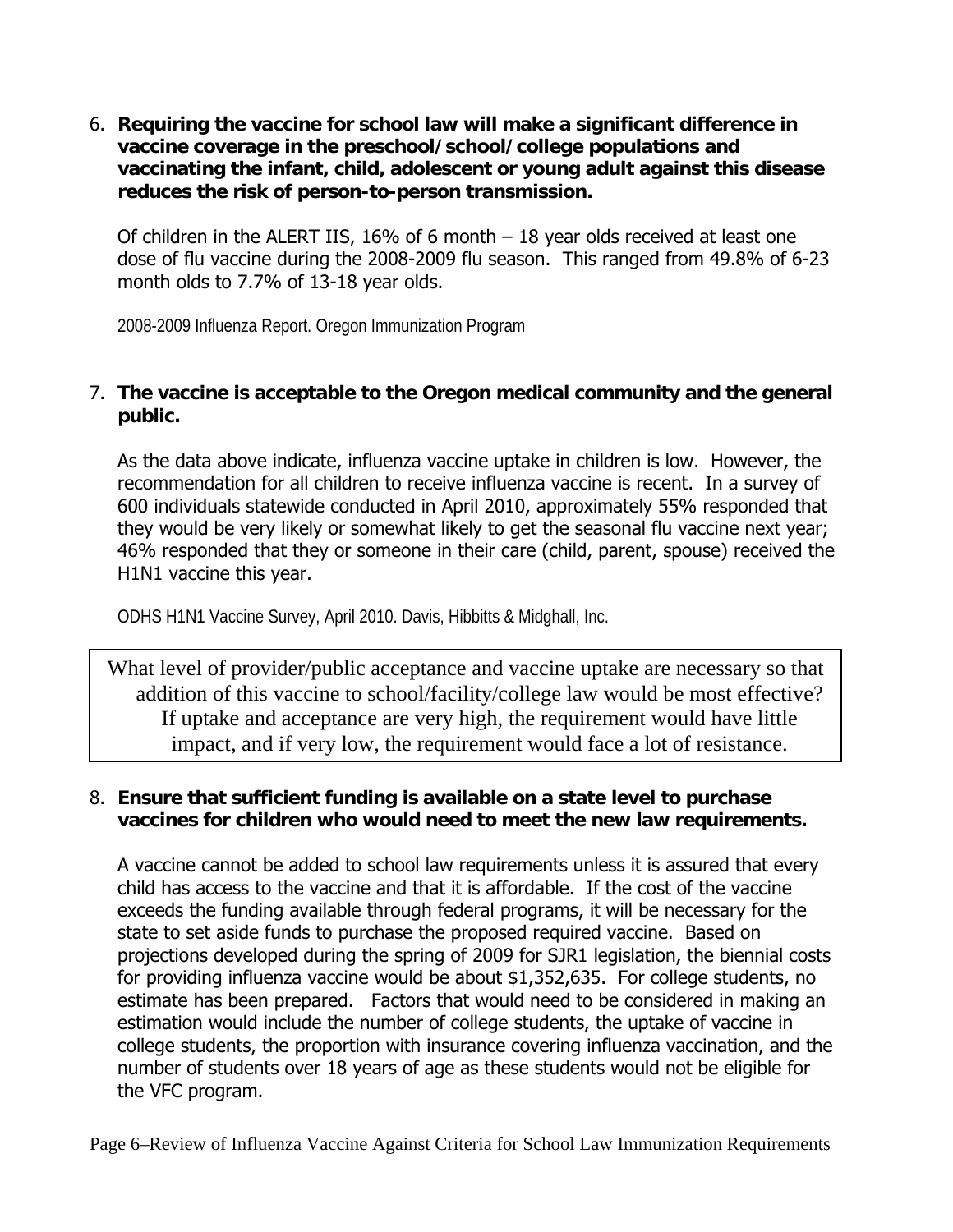6. **Requiring the vaccine for school law will make a significant difference in vaccine coverage in the preschool/school/college populations and vaccinating the infant, child, adolescent or young adult against this disease reduces the risk of person-to-person transmission.**

   Of children in the ALERT IIS, 16% of 6 month – 18 year olds received at least one dose of flu vaccine during the 2008-2009 flu season. This ranged from 49.8% of 6-23 month olds to 7.7% of 13-18 year olds.

   2008-2009 Influenza Report. Oregon Immunization Program

7. **The vaccine is acceptable to the Oregon medical community and the general public.**

   As the data above indicate, influenza vaccine uptake in children is low. However, the recommendation for all children to receive influenza vaccine is recent. In a survey of 600 individuals statewide conducted in April 2010, approximately 55% responded that they would be very likely or somewhat likely to get the seasonal flu vaccine next year; 46% responded that they or someone in their care (child, parent, spouse) received the H1N1 vaccine this year.

   ODHS H1N1 Vaccine Survey, April 2010. Davis, Hibbitts & Midghall, Inc.

> What level of provider/public acceptance and vaccine uptake are necessary so that addition of this vaccine to school/facility/college law would be most effective? If uptake and acceptance are very high, the requirement would have little impact, and if very low, the requirement would face a lot of resistance.

8. **Ensure that sufficient funding is available on a state level to purchase vaccines for children who would need to meet the new law requirements.**

   A vaccine cannot be added to school law requirements unless it is assured that every child has access to the vaccine and that it is affordable. If the cost of the vaccine exceeds the funding available through federal programs, it will be necessary for the state to set aside funds to purchase the proposed required vaccine. Based on projections developed during the spring of 2009 for SJR1 legislation, the biennial costs for providing influenza vaccine would be about $1,352,635. For college students, no estimate has been prepared. Factors that would need to be considered in making an estimation would include the number of college students, the uptake of vaccine in college students, the proportion with insurance covering influenza vaccination, and the number of students over 18 years of age as these students would not be eligible for the VFC program.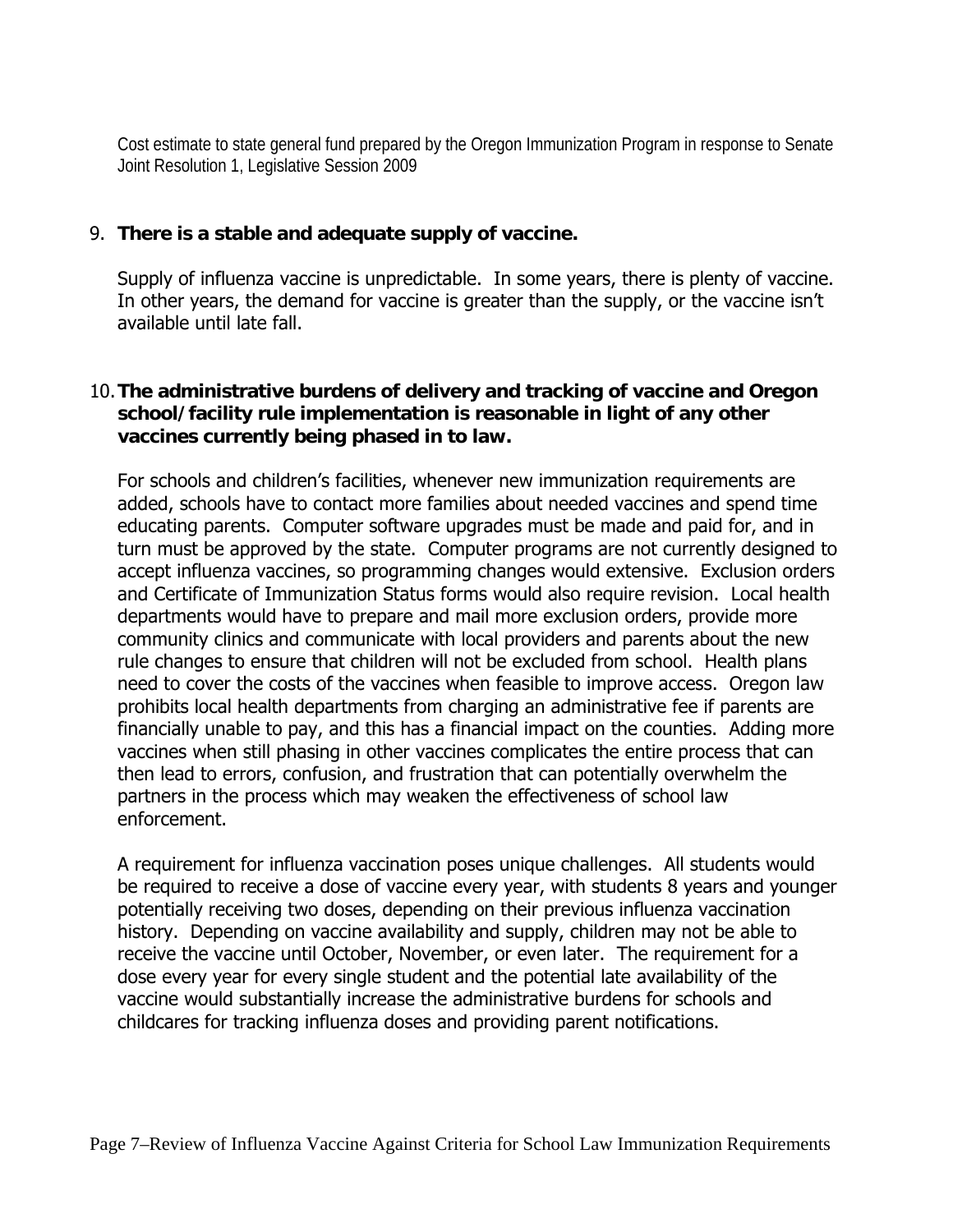Cost estimate to state general fund prepared by the Oregon Immunization Program in response to Senate Joint Resolution 1, Legislative Session 2009

9. **There is a stable and adequate supply of vaccine.**

   Supply of influenza vaccine is unpredictable. In some years, there is plenty of vaccine. In other years, the demand for vaccine is greater than the supply, or the vaccine isn't available until late fall.

10. **The administrative burdens of delivery and tracking of vaccine and Oregon school/facility rule implementation is reasonable in light of any other vaccines currently being phased in to law.**

    For schools and children's facilities, whenever new immunization requirements are added, schools have to contact more families about needed vaccines and spend time educating parents. Computer software upgrades must be made and paid for, and in turn must be approved by the state. Computer programs are not currently designed to accept influenza vaccines, so programming changes would extensive. Exclusion orders and Certificate of Immunization Status forms would also require revision. Local health departments would have to prepare and mail more exclusion orders, provide more community clinics and communicate with local providers and parents about the new rule changes to ensure that children will not be excluded from school. Health plans need to cover the costs of the vaccines when feasible to improve access. Oregon law prohibits local health departments from charging an administrative fee if parents are financially unable to pay, and this has a financial impact on the counties. Adding more vaccines when still phasing in other vaccines complicates the entire process that can then lead to errors, confusion, and frustration that can potentially overwhelm the partners in the process which may weaken the effectiveness of school law enforcement.

    A requirement for influenza vaccination poses unique challenges. All students would be required to receive a dose of vaccine every year, with students 8 years and younger potentially receiving two doses, depending on their previous influenza vaccination history. Depending on vaccine availability and supply, children may not be able to receive the vaccine until October, November, or even later. The requirement for a dose every year for every single student and the potential late availability of the vaccine would substantially increase the administrative burdens for schools and childcares for tracking influenza doses and providing parent notifications.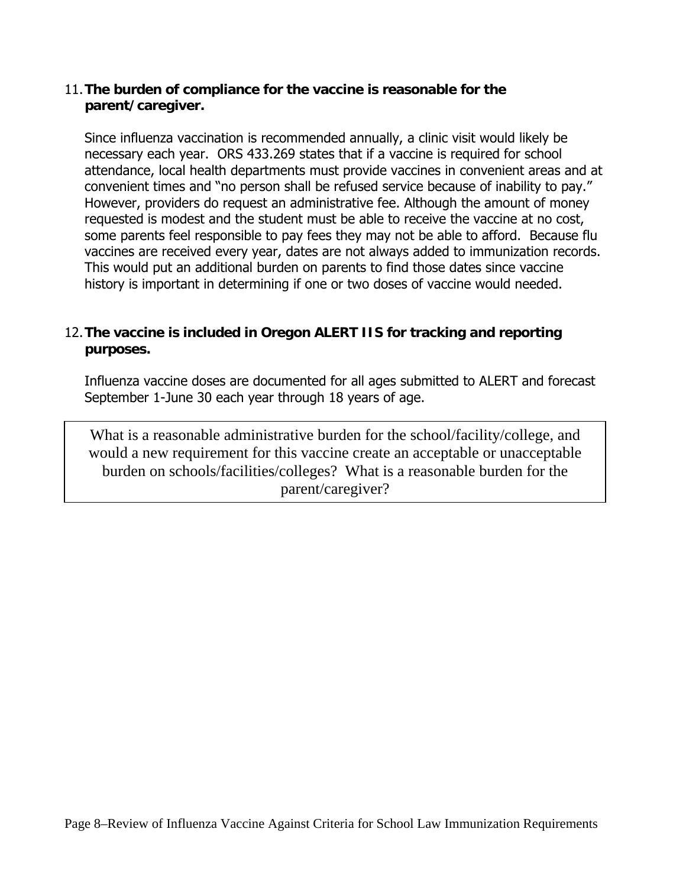11. **The burden of compliance for the vaccine is reasonable for the parent/caregiver.**

    Since influenza vaccination is recommended annually, a clinic visit would likely be necessary each year. ORS 433.269 states that if a vaccine is required for school attendance, local health departments must provide vaccines in convenient areas and at convenient times and "no person shall be refused service because of inability to pay." However, providers do request an administrative fee. Although the amount of money requested is modest and the student must be able to receive the vaccine at no cost, some parents feel responsible to pay fees they may not be able to afford. Because flu vaccines are received every year, dates are not always added to immunization records. This would put an additional burden on parents to find those dates since vaccine history is important in determining if one or two doses of vaccine would needed.

12. **The vaccine is included in Oregon ALERT IIS for tracking and reporting purposes.**

    Influenza vaccine doses are documented for all ages submitted to ALERT and forecast September 1-June 30 each year through 18 years of age.

> What is a reasonable administrative burden for the school/facility/college, and would a new requirement for this vaccine create an acceptable or unacceptable burden on schools/facilities/colleges? What is a reasonable burden for the parent/caregiver?